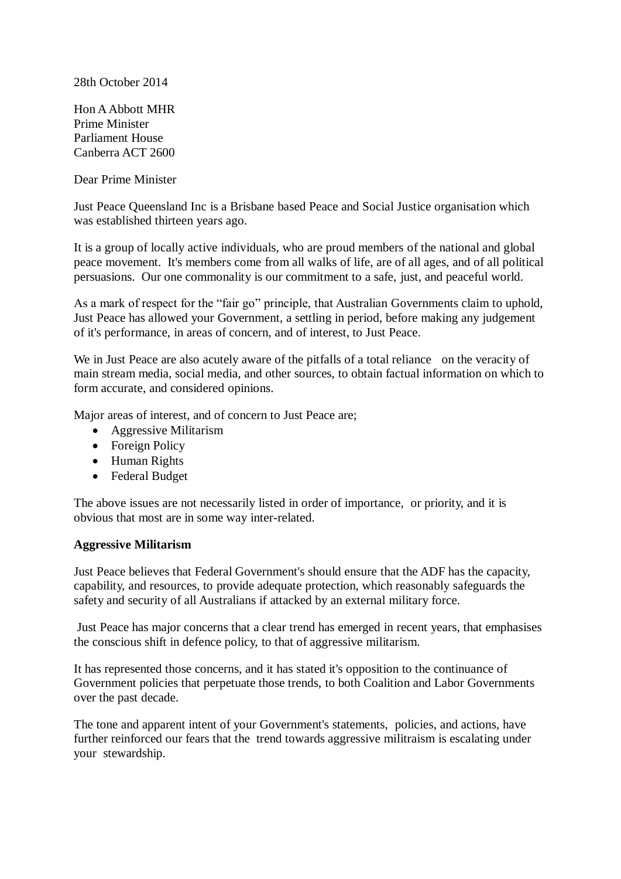28th October 2014

Hon A Abbott MHR
Prime Minister
Parliament House
Canberra ACT 2600

Dear Prime Minister

Just Peace Queensland Inc is a Brisbane based Peace and Social Justice organisation which was established thirteen years ago.

It is a group of locally active individuals, who are proud members of the national and global peace movement. It's members come from all walks of life, are of all ages, and of all political persuasions. Our one commonality is our commitment to a safe, just, and peaceful world.

As a mark of respect for the "fair go" principle, that Australian Governments claim to uphold, Just Peace has allowed your Government, a settling in period, before making any judgement of it's performance, in areas of concern, and of interest, to Just Peace.

We in Just Peace are also acutely aware of the pitfalls of a total reliance on the veracity of main stream media, social media, and other sources, to obtain factual information on which to form accurate, and considered opinions.

Major areas of interest, and of concern to Just Peace are;

- Aggressive Militarism
- Foreign Policy
- Human Rights
- Federal Budget

The above issues are not necessarily listed in order of importance, or priority, and it is obvious that most are in some way inter-related.

**Aggressive Militarism**

Just Peace believes that Federal Government's should ensure that the ADF has the capacity, capability, and resources, to provide adequate protection, which reasonably safeguards the safety and security of all Australians if attacked by an external military force.

Just Peace has major concerns that a clear trend has emerged in recent years, that emphasises the conscious shift in defence policy, to that of aggressive militarism.

It has represented those concerns, and it has stated it's opposition to the continuance of Government policies that perpetuate those trends, to both Coalition and Labor Governments over the past decade.

The tone and apparent intent of your Government's statements, policies, and actions, have further reinforced our fears that the trend towards aggressive militraism is escalating under your stewardship.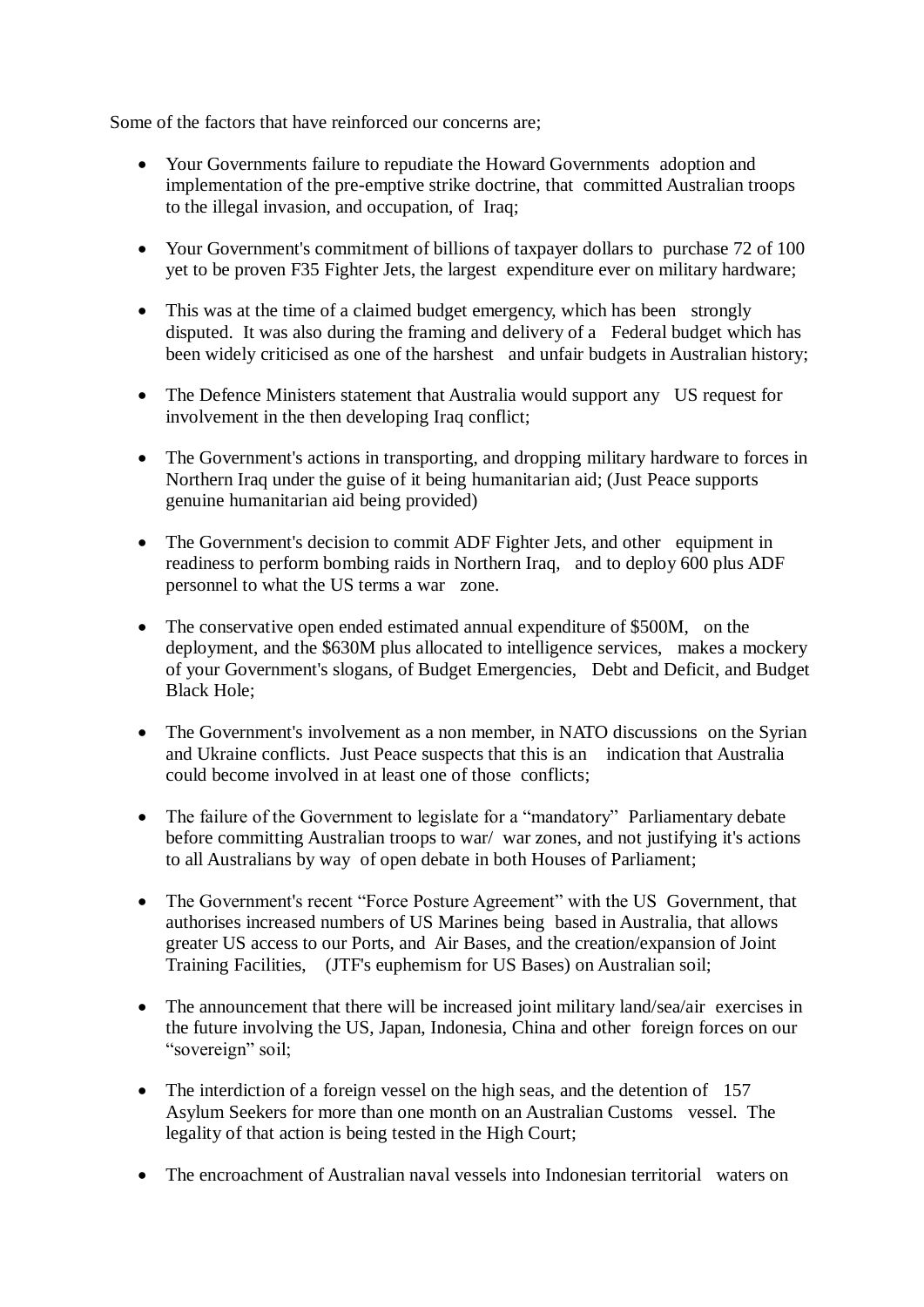Some of the factors that have reinforced our concerns are;

- Your Governments failure to repudiate the Howard Governments adoption and implementation of the pre-emptive strike doctrine, that committed Australian troops to the illegal invasion, and occupation, of Iraq;

- Your Government's commitment of billions of taxpayer dollars to purchase 72 of 100 yet to be proven F35 Fighter Jets, the largest expenditure ever on military hardware;

- This was at the time of a claimed budget emergency, which has been strongly disputed. It was also during the framing and delivery of a Federal budget which has been widely criticised as one of the harshest and unfair budgets in Australian history;

- The Defence Ministers statement that Australia would support any US request for involvement in the then developing Iraq conflict;

- The Government's actions in transporting, and dropping military hardware to forces in Northern Iraq under the guise of it being humanitarian aid; (Just Peace supports genuine humanitarian aid being provided)

- The Government's decision to commit ADF Fighter Jets, and other equipment in readiness to perform bombing raids in Northern Iraq, and to deploy 600 plus ADF personnel to what the US terms a war zone.

- The conservative open ended estimated annual expenditure of $500M, on the deployment, and the $630M plus allocated to intelligence services, makes a mockery of your Government's slogans, of Budget Emergencies, Debt and Deficit, and Budget Black Hole;

- The Government's involvement as a non member, in NATO discussions on the Syrian and Ukraine conflicts. Just Peace suspects that this is an indication that Australia could become involved in at least one of those conflicts;

- The failure of the Government to legislate for a "mandatory" Parliamentary debate before committing Australian troops to war/ war zones, and not justifying it's actions to all Australians by way of open debate in both Houses of Parliament;

- The Government's recent "Force Posture Agreement" with the US Government, that authorises increased numbers of US Marines being based in Australia, that allows greater US access to our Ports, and Air Bases, and the creation/expansion of Joint Training Facilities, (JTF's euphemism for US Bases) on Australian soil;

- The announcement that there will be increased joint military land/sea/air exercises in the future involving the US, Japan, Indonesia, China and other foreign forces on our "sovereign" soil;

- The interdiction of a foreign vessel on the high seas, and the detention of 157 Asylum Seekers for more than one month on an Australian Customs vessel. The legality of that action is being tested in the High Court;

- The encroachment of Australian naval vessels into Indonesian territorial waters on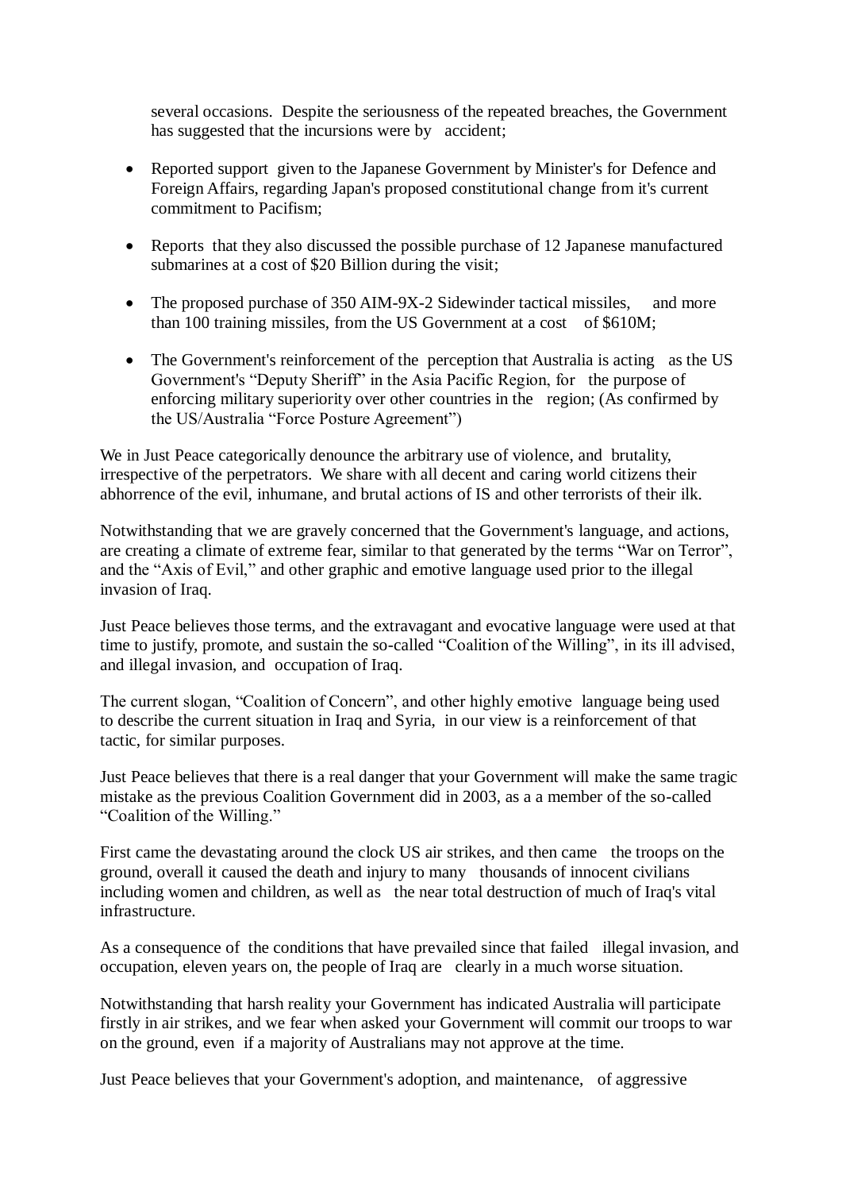several occasions. Despite the seriousness of the repeated breaches, the Government has suggested that the incursions were by accident;

- Reported support given to the Japanese Government by Minister's for Defence and Foreign Affairs, regarding Japan's proposed constitutional change from it's current commitment to Pacifism;

- Reports that they also discussed the possible purchase of 12 Japanese manufactured submarines at a cost of $20 Billion during the visit;

- The proposed purchase of 350 AIM-9X-2 Sidewinder tactical missiles, and more than 100 training missiles, from the US Government at a cost of $610M;

- The Government's reinforcement of the perception that Australia is acting as the US Government's "Deputy Sheriff" in the Asia Pacific Region, for the purpose of enforcing military superiority over other countries in the region; (As confirmed by the US/Australia "Force Posture Agreement")

We in Just Peace categorically denounce the arbitrary use of violence, and brutality, irrespective of the perpetrators. We share with all decent and caring world citizens their abhorrence of the evil, inhumane, and brutal actions of IS and other terrorists of their ilk.

Notwithstanding that we are gravely concerned that the Government's language, and actions, are creating a climate of extreme fear, similar to that generated by the terms "War on Terror", and the "Axis of Evil," and other graphic and emotive language used prior to the illegal invasion of Iraq.

Just Peace believes those terms, and the extravagant and evocative language were used at that time to justify, promote, and sustain the so-called "Coalition of the Willing", in its ill advised, and illegal invasion, and occupation of Iraq.

The current slogan, "Coalition of Concern", and other highly emotive language being used to describe the current situation in Iraq and Syria, in our view is a reinforcement of that tactic, for similar purposes.

Just Peace believes that there is a real danger that your Government will make the same tragic mistake as the previous Coalition Government did in 2003, as a a member of the so-called "Coalition of the Willing."

First came the devastating around the clock US air strikes, and then came the troops on the ground, overall it caused the death and injury to many thousands of innocent civilians including women and children, as well as the near total destruction of much of Iraq's vital infrastructure.

As a consequence of the conditions that have prevailed since that failed illegal invasion, and occupation, eleven years on, the people of Iraq are clearly in a much worse situation.

Notwithstanding that harsh reality your Government has indicated Australia will participate firstly in air strikes, and we fear when asked your Government will commit our troops to war on the ground, even if a majority of Australians may not approve at the time.

Just Peace believes that your Government's adoption, and maintenance, of aggressive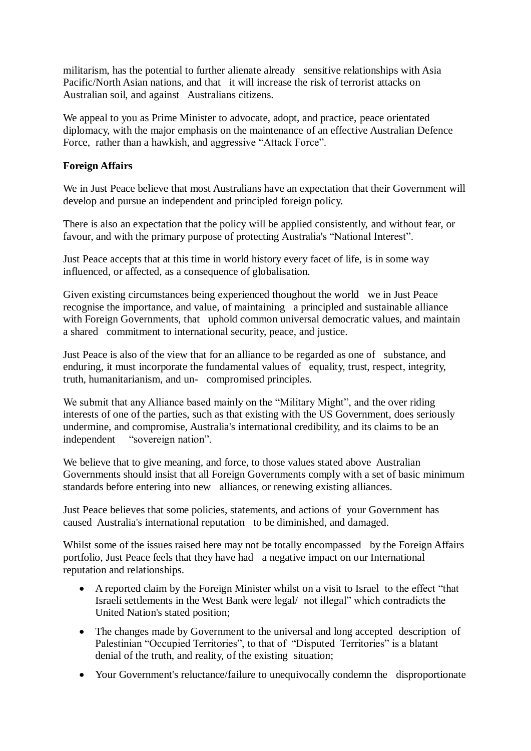militarism, has the potential to further alienate already sensitive relationships with Asia Pacific/North Asian nations, and that it will increase the risk of terrorist attacks on Australian soil, and against Australians citizens.

We appeal to you as Prime Minister to advocate, adopt, and practice, peace orientated diplomacy, with the major emphasis on the maintenance of an effective Australian Defence Force, rather than a hawkish, and aggressive "Attack Force".

**Foreign Affairs**

We in Just Peace believe that most Australians have an expectation that their Government will develop and pursue an independent and principled foreign policy.

There is also an expectation that the policy will be applied consistently, and without fear, or favour, and with the primary purpose of protecting Australia's "National Interest".

Just Peace accepts that at this time in world history every facet of life, is in some way influenced, or affected, as a consequence of globalisation.

Given existing circumstances being experienced thoughout the world we in Just Peace recognise the importance, and value, of maintaining a principled and sustainable alliance with Foreign Governments, that uphold common universal democratic values, and maintain a shared commitment to international security, peace, and justice.

Just Peace is also of the view that for an alliance to be regarded as one of substance, and enduring, it must incorporate the fundamental values of equality, trust, respect, integrity, truth, humanitarianism, and un- compromised principles.

We submit that any Alliance based mainly on the "Military Might", and the over riding interests of one of the parties, such as that existing with the US Government, does seriously undermine, and compromise, Australia's international credibility, and its claims to be an independent "sovereign nation".

We believe that to give meaning, and force, to those values stated above Australian Governments should insist that all Foreign Governments comply with a set of basic minimum standards before entering into new alliances, or renewing existing alliances.

Just Peace believes that some policies, statements, and actions of your Government has caused Australia's international reputation to be diminished, and damaged.

Whilst some of the issues raised here may not be totally encompassed by the Foreign Affairs portfolio, Just Peace feels that they have had a negative impact on our International reputation and relationships.

- A reported claim by the Foreign Minister whilst on a visit to Israel to the effect "that Israeli settlements in the West Bank were legal/ not illegal" which contradicts the United Nation's stated position;
- The changes made by Government to the universal and long accepted description of Palestinian "Occupied Territories", to that of "Disputed Territories" is a blatant denial of the truth, and reality, of the existing situation;
- Your Government's reluctance/failure to unequivocally condemn the disproportionate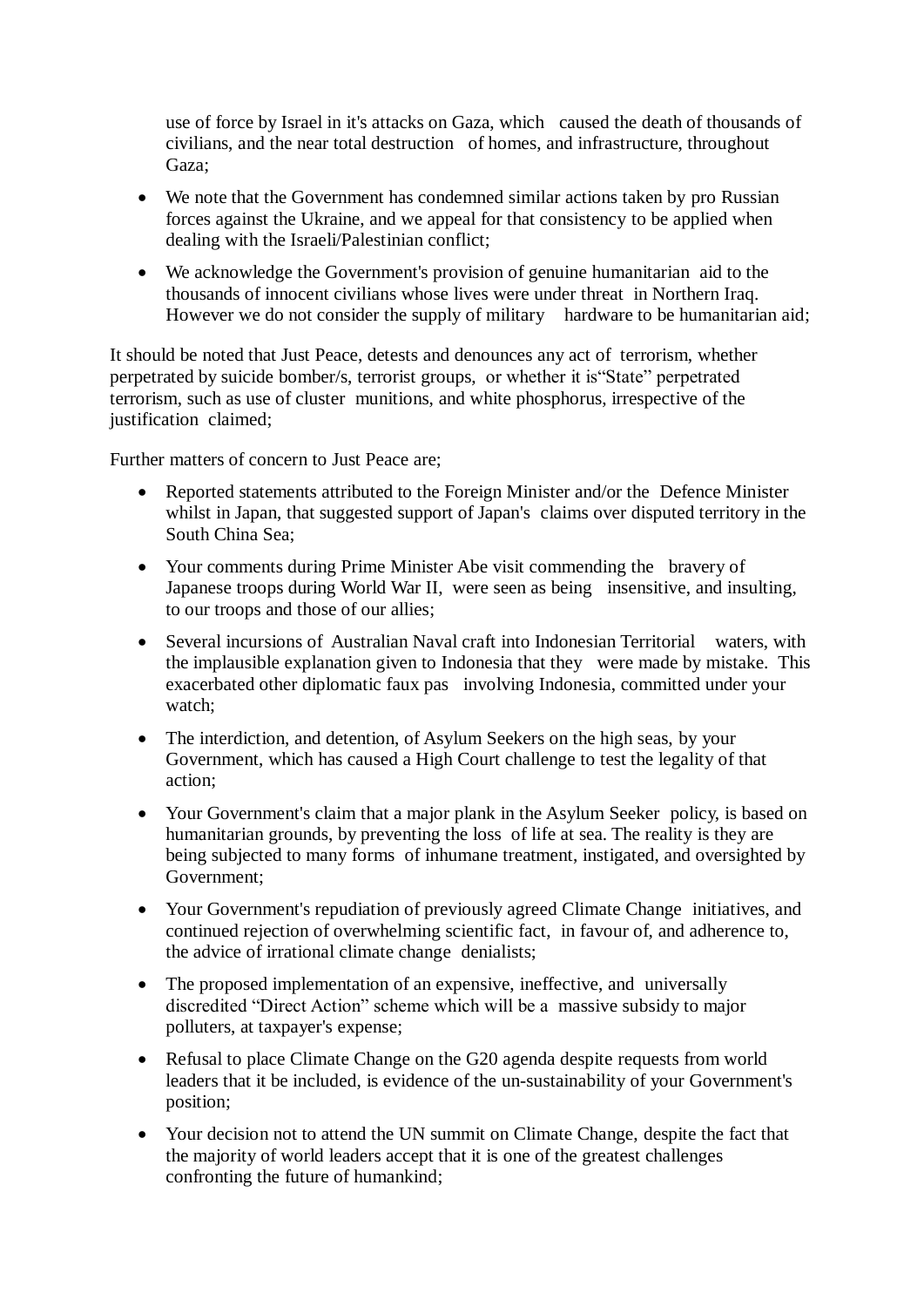use of force by Israel in it's attacks on Gaza, which caused the death of thousands of civilians, and the near total destruction of homes, and infrastructure, throughout Gaza;

- We note that the Government has condemned similar actions taken by pro Russian forces against the Ukraine, and we appeal for that consistency to be applied when dealing with the Israeli/Palestinian conflict;
- We acknowledge the Government's provision of genuine humanitarian aid to the thousands of innocent civilians whose lives were under threat in Northern Iraq. However we do not consider the supply of military hardware to be humanitarian aid;

It should be noted that Just Peace, detests and denounces any act of terrorism, whether perpetrated by suicide bomber/s, terrorist groups, or whether it is"State" perpetrated terrorism, such as use of cluster munitions, and white phosphorus, irrespective of the justification claimed;

Further matters of concern to Just Peace are;

- Reported statements attributed to the Foreign Minister and/or the Defence Minister whilst in Japan, that suggested support of Japan's claims over disputed territory in the South China Sea;
- Your comments during Prime Minister Abe visit commending the bravery of Japanese troops during World War II, were seen as being insensitive, and insulting, to our troops and those of our allies;
- Several incursions of Australian Naval craft into Indonesian Territorial waters, with the implausible explanation given to Indonesia that they were made by mistake. This exacerbated other diplomatic faux pas involving Indonesia, committed under your watch;
- The interdiction, and detention, of Asylum Seekers on the high seas, by your Government, which has caused a High Court challenge to test the legality of that action;
- Your Government's claim that a major plank in the Asylum Seeker policy, is based on humanitarian grounds, by preventing the loss of life at sea. The reality is they are being subjected to many forms of inhumane treatment, instigated, and oversighted by Government;
- Your Government's repudiation of previously agreed Climate Change initiatives, and continued rejection of overwhelming scientific fact, in favour of, and adherence to, the advice of irrational climate change denialists;
- The proposed implementation of an expensive, ineffective, and universally discredited "Direct Action" scheme which will be a massive subsidy to major polluters, at taxpayer's expense;
- Refusal to place Climate Change on the G20 agenda despite requests from world leaders that it be included, is evidence of the un-sustainability of your Government's position;
- Your decision not to attend the UN summit on Climate Change, despite the fact that the majority of world leaders accept that it is one of the greatest challenges confronting the future of humankind;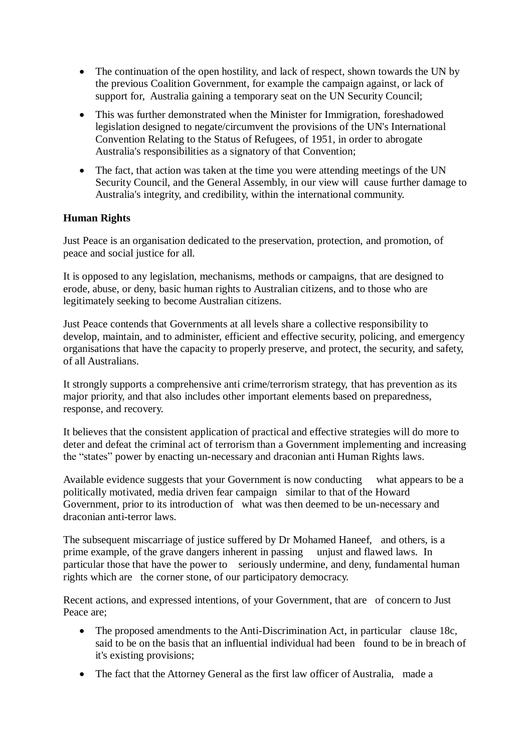- The continuation of the open hostility, and lack of respect, shown towards the UN by the previous Coalition Government, for example the campaign against, or lack of support for, Australia gaining a temporary seat on the UN Security Council;
- This was further demonstrated when the Minister for Immigration, foreshadowed legislation designed to negate/circumvent the provisions of the UN's International Convention Relating to the Status of Refugees, of 1951, in order to abrogate Australia's responsibilities as a signatory of that Convention;
- The fact, that action was taken at the time you were attending meetings of the UN Security Council, and the General Assembly, in our view will cause further damage to Australia's integrity, and credibility, within the international community.

**Human Rights**

Just Peace is an organisation dedicated to the preservation, protection, and promotion, of peace and social justice for all.

It is opposed to any legislation, mechanisms, methods or campaigns, that are designed to erode, abuse, or deny, basic human rights to Australian citizens, and to those who are legitimately seeking to become Australian citizens.

Just Peace contends that Governments at all levels share a collective responsibility to develop, maintain, and to administer, efficient and effective security, policing, and emergency organisations that have the capacity to properly preserve, and protect, the security, and safety, of all Australians.

It strongly supports a comprehensive anti crime/terrorism strategy, that has prevention as its major priority, and that also includes other important elements based on preparedness, response, and recovery.

It believes that the consistent application of practical and effective strategies will do more to deter and defeat the criminal act of terrorism than a Government implementing and increasing the "states" power by enacting un-necessary and draconian anti Human Rights laws.

Available evidence suggests that your Government is now conducting what appears to be a politically motivated, media driven fear campaign similar to that of the Howard Government, prior to its introduction of what was then deemed to be un-necessary and draconian anti-terror laws.

The subsequent miscarriage of justice suffered by Dr Mohamed Haneef, and others, is a prime example, of the grave dangers inherent in passing unjust and flawed laws. In particular those that have the power to seriously undermine, and deny, fundamental human rights which are the corner stone, of our participatory democracy.

Recent actions, and expressed intentions, of your Government, that are of concern to Just Peace are;

- The proposed amendments to the Anti-Discrimination Act, in particular clause 18c, said to be on the basis that an influential individual had been found to be in breach of it's existing provisions;
- The fact that the Attorney General as the first law officer of Australia, made a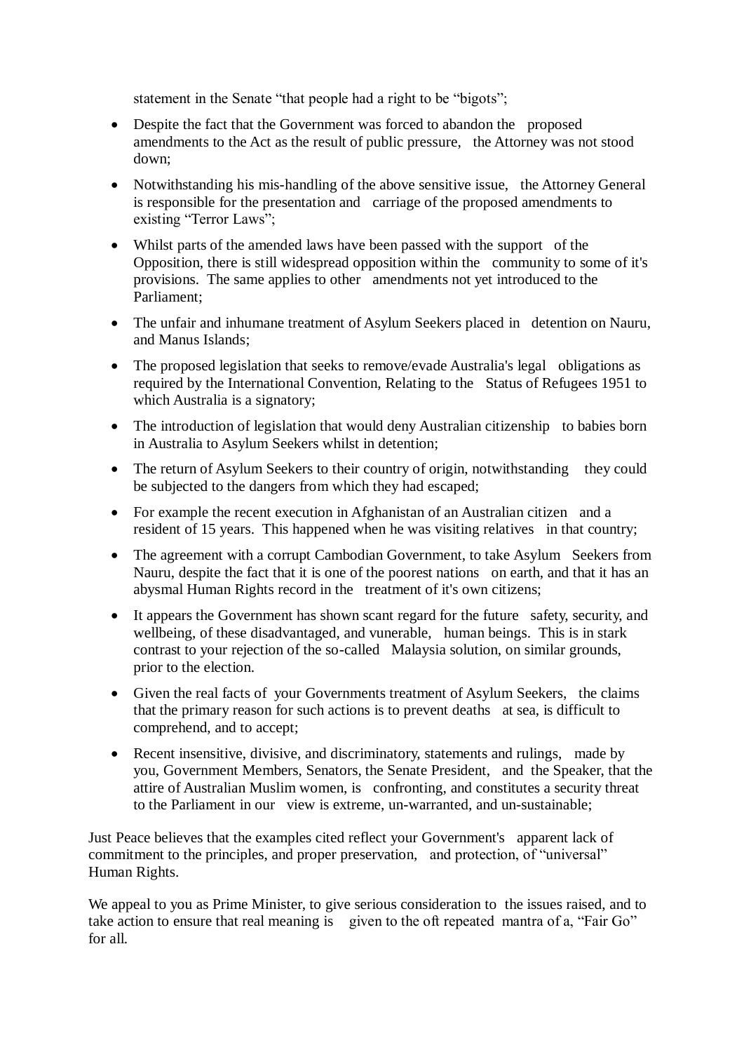statement in the Senate "that people had a right to be "bigots";

- Despite the fact that the Government was forced to abandon the proposed amendments to the Act as the result of public pressure, the Attorney was not stood down;
- Notwithstanding his mis-handling of the above sensitive issue, the Attorney General is responsible for the presentation and carriage of the proposed amendments to existing "Terror Laws";
- Whilst parts of the amended laws have been passed with the support of the Opposition, there is still widespread opposition within the community to some of it's provisions. The same applies to other amendments not yet introduced to the Parliament;
- The unfair and inhumane treatment of Asylum Seekers placed in detention on Nauru, and Manus Islands;
- The proposed legislation that seeks to remove/evade Australia's legal obligations as required by the International Convention, Relating to the Status of Refugees 1951 to which Australia is a signatory;
- The introduction of legislation that would deny Australian citizenship to babies born in Australia to Asylum Seekers whilst in detention;
- The return of Asylum Seekers to their country of origin, notwithstanding they could be subjected to the dangers from which they had escaped;
- For example the recent execution in Afghanistan of an Australian citizen and a resident of 15 years. This happened when he was visiting relatives in that country;
- The agreement with a corrupt Cambodian Government, to take Asylum Seekers from Nauru, despite the fact that it is one of the poorest nations on earth, and that it has an abysmal Human Rights record in the treatment of it's own citizens;
- It appears the Government has shown scant regard for the future safety, security, and wellbeing, of these disadvantaged, and vunerable, human beings. This is in stark contrast to your rejection of the so-called Malaysia solution, on similar grounds, prior to the election.
- Given the real facts of your Governments treatment of Asylum Seekers, the claims that the primary reason for such actions is to prevent deaths at sea, is difficult to comprehend, and to accept;
- Recent insensitive, divisive, and discriminatory, statements and rulings, made by you, Government Members, Senators, the Senate President, and the Speaker, that the attire of Australian Muslim women, is confronting, and constitutes a security threat to the Parliament in our view is extreme, un-warranted, and un-sustainable;

Just Peace believes that the examples cited reflect your Government's apparent lack of commitment to the principles, and proper preservation, and protection, of "universal" Human Rights.

We appeal to you as Prime Minister, to give serious consideration to the issues raised, and to take action to ensure that real meaning is given to the oft repeated mantra of a, "Fair Go" for all.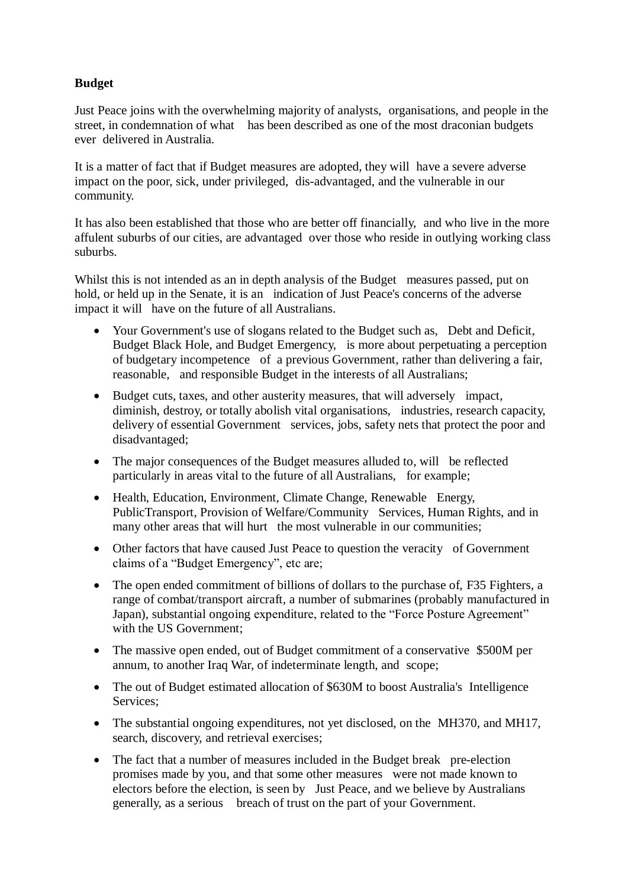**Budget**

Just Peace joins with the overwhelming majority of analysts, organisations, and people in the street, in condemnation of what has been described as one of the most draconian budgets ever delivered in Australia.

It is a matter of fact that if Budget measures are adopted, they will have a severe adverse impact on the poor, sick, under privileged, dis-advantaged, and the vulnerable in our community.

It has also been established that those who are better off financially, and who live in the more affulent suburbs of our cities, are advantaged over those who reside in outlying working class suburbs.

Whilst this is not intended as an in depth analysis of the Budget measures passed, put on hold, or held up in the Senate, it is an indication of Just Peace's concerns of the adverse impact it will have on the future of all Australians.

- Your Government's use of slogans related to the Budget such as, Debt and Deficit, Budget Black Hole, and Budget Emergency, is more about perpetuating a perception of budgetary incompetence of a previous Government, rather than delivering a fair, reasonable, and responsible Budget in the interests of all Australians;
- Budget cuts, taxes, and other austerity measures, that will adversely impact, diminish, destroy, or totally abolish vital organisations, industries, research capacity, delivery of essential Government services, jobs, safety nets that protect the poor and disadvantaged;
- The major consequences of the Budget measures alluded to, will be reflected particularly in areas vital to the future of all Australians, for example;
- Health, Education, Environment, Climate Change, Renewable Energy, PublicTransport, Provision of Welfare/Community Services, Human Rights, and in many other areas that will hurt the most vulnerable in our communities;
- Other factors that have caused Just Peace to question the veracity of Government claims of a "Budget Emergency", etc are;
- The open ended commitment of billions of dollars to the purchase of, F35 Fighters, a range of combat/transport aircraft, a number of submarines (probably manufactured in Japan), substantial ongoing expenditure, related to the "Force Posture Agreement" with the US Government;
- The massive open ended, out of Budget commitment of a conservative $500M per annum, to another Iraq War, of indeterminate length, and scope;
- The out of Budget estimated allocation of $630M to boost Australia's Intelligence Services;
- The substantial ongoing expenditures, not yet disclosed, on the MH370, and MH17, search, discovery, and retrieval exercises;
- The fact that a number of measures included in the Budget break pre-election promises made by you, and that some other measures were not made known to electors before the election, is seen by Just Peace, and we believe by Australians generally, as a serious breach of trust on the part of your Government.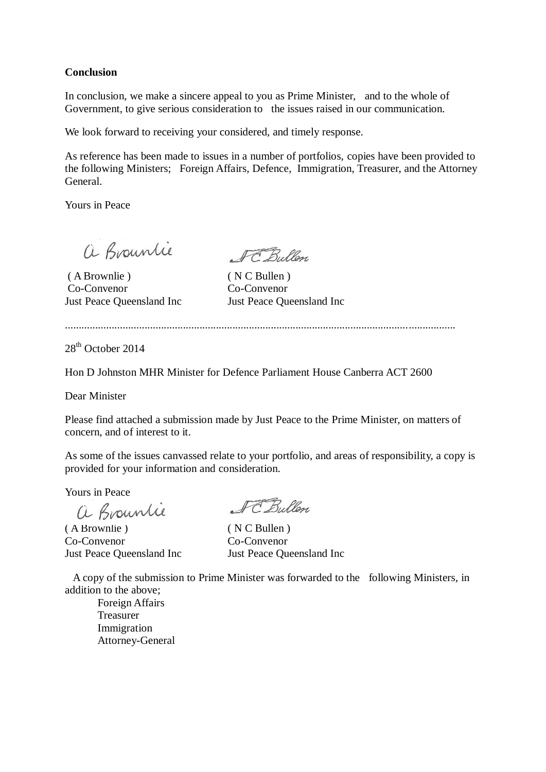**Conclusion**

In conclusion, we make a sincere appeal to you as Prime Minister, and to the whole of Government, to give serious consideration to the issues raised in our communication.

We look forward to receiving your considered, and timely response.

As reference has been made to issues in a number of portfolios, copies have been provided to the following Ministers; Foreign Affairs, Defence, Immigration, Treasurer, and the Attorney General.

Yours in Peace

| | |
|---|---|
| ( A Brownlie ) | ( N C Bullen ) |
| Co-Convenor | Co-Convenor |
| Just Peace Queensland Inc | Just Peace Queensland Inc |

.........................................................................................................................................

28th October 2014

Hon D Johnston MHR Minister for Defence Parliament House Canberra ACT 2600

Dear Minister

Please find attached a submission made by Just Peace to the Prime Minister, on matters of concern, and of interest to it.

As some of the issues canvassed relate to your portfolio, and areas of responsibility, a copy is provided for your information and consideration.

Yours in Peace

| | |
|---|---|
| ( A Brownlie ) | ( N C Bullen ) |
| Co-Convenor | Co-Convenor |
| Just Peace Queensland Inc | Just Peace Queensland Inc |

A copy of the submission to Prime Minister was forwarded to the following Ministers, in addition to the above;

- Foreign Affairs
- Treasurer
- Immigration
- Attorney-General